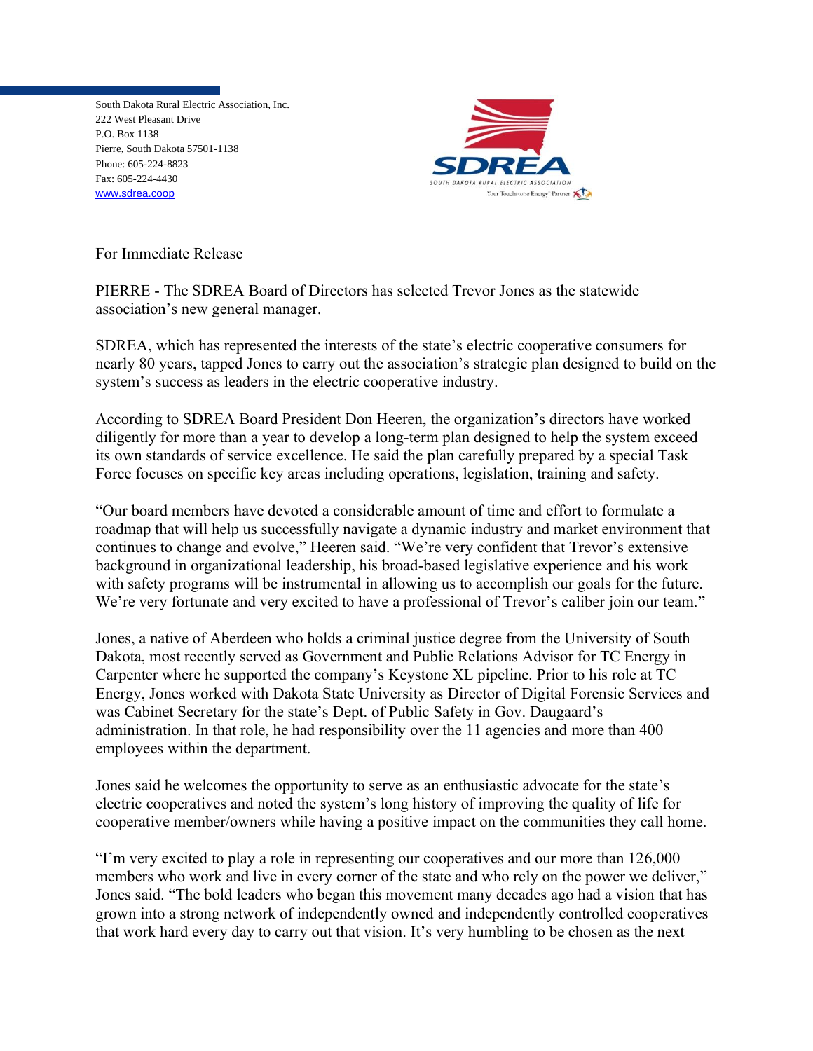South Dakota Rural Electric Association, Inc.
222 West Pleasant Drive
P.O. Box 1138
Pierre, South Dakota 57501-1138
Phone: 605-224-8823
Fax: 605-224-4430
www.sdrea.coop

SDREA
SOUTH DAKOTA RURAL ELECTRIC ASSOCIATION
Your Touchstone Energy® Partner

For Immediate Release

PIERRE - The SDREA Board of Directors has selected Trevor Jones as the statewide association's new general manager.

SDREA, which has represented the interests of the state's electric cooperative consumers for nearly 80 years, tapped Jones to carry out the association's strategic plan designed to build on the system's success as leaders in the electric cooperative industry.

According to SDREA Board President Don Heeren, the organization's directors have worked diligently for more than a year to develop a long-term plan designed to help the system exceed its own standards of service excellence. He said the plan carefully prepared by a special Task Force focuses on specific key areas including operations, legislation, training and safety.

"Our board members have devoted a considerable amount of time and effort to formulate a roadmap that will help us successfully navigate a dynamic industry and market environment that continues to change and evolve," Heeren said. "We're very confident that Trevor's extensive background in organizational leadership, his broad-based legislative experience and his work with safety programs will be instrumental in allowing us to accomplish our goals for the future. We're very fortunate and very excited to have a professional of Trevor's caliber join our team."

Jones, a native of Aberdeen who holds a criminal justice degree from the University of South Dakota, most recently served as Government and Public Relations Advisor for TC Energy in Carpenter where he supported the company's Keystone XL pipeline. Prior to his role at TC Energy, Jones worked with Dakota State University as Director of Digital Forensic Services and was Cabinet Secretary for the state's Dept. of Public Safety in Gov. Daugaard's administration. In that role, he had responsibility over the 11 agencies and more than 400 employees within the department.

Jones said he welcomes the opportunity to serve as an enthusiastic advocate for the state's electric cooperatives and noted the system's long history of improving the quality of life for cooperative member/owners while having a positive impact on the communities they call home.

"I'm very excited to play a role in representing our cooperatives and our more than 126,000 members who work and live in every corner of the state and who rely on the power we deliver," Jones said. "The bold leaders who began this movement many decades ago had a vision that has grown into a strong network of independently owned and independently controlled cooperatives that work hard every day to carry out that vision. It's very humbling to be chosen as the next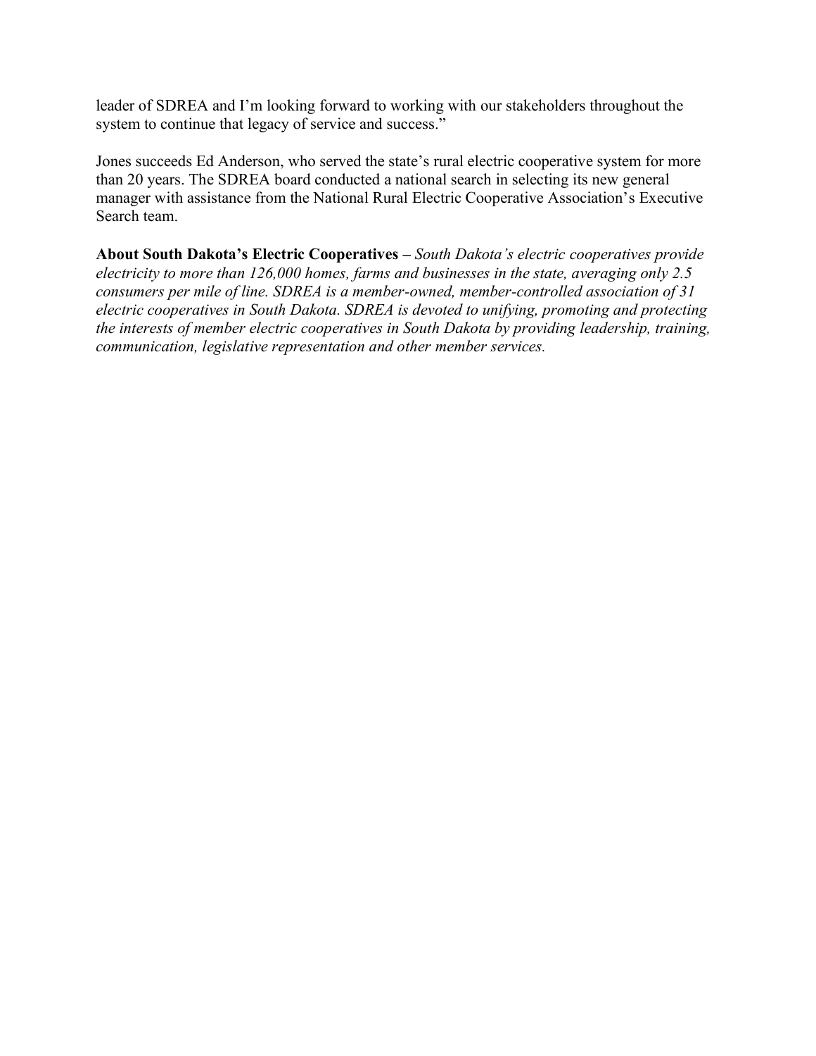leader of SDREA and I'm looking forward to working with our stakeholders throughout the system to continue that legacy of service and success."

Jones succeeds Ed Anderson, who served the state's rural electric cooperative system for more than 20 years. The SDREA board conducted a national search in selecting its new general manager with assistance from the National Rural Electric Cooperative Association's Executive Search team.

**About South Dakota's Electric Cooperatives –** *South Dakota's electric cooperatives provide electricity to more than 126,000 homes, farms and businesses in the state, averaging only 2.5 consumers per mile of line. SDREA is a member-owned, member-controlled association of 31 electric cooperatives in South Dakota. SDREA is devoted to unifying, promoting and protecting the interests of member electric cooperatives in South Dakota by providing leadership, training, communication, legislative representation and other member services.*